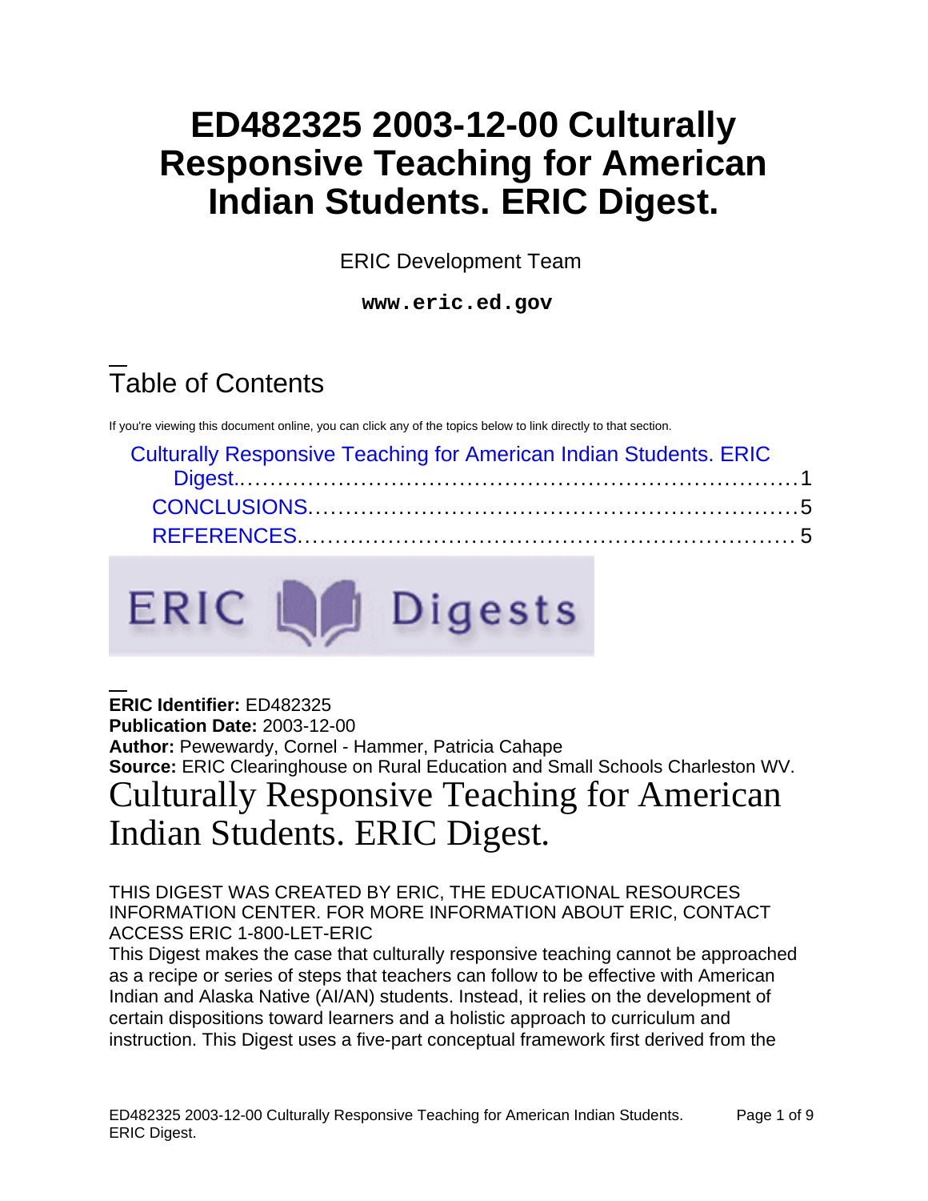# ED482325 2003-12-00 Culturally Responsive Teaching for American Indian Students. ERIC Digest.

ERIC Development Team

**www.eric.ed.gov**

## Table of Contents

If you're viewing this document online, you can click any of the topics below to link directly to that section.

- Culturally Responsive Teaching for American Indian Students. ERIC Digest..........1
  - CONCLUSIONS..........5
  - REFERENCES..........5

ERIC Digests

**ERIC Identifier:** ED482325
**Publication Date:** 2003-12-00
**Author:** Pewewardy, Cornel - Hammer, Patricia Cahape
**Source:** ERIC Clearinghouse on Rural Education and Small Schools Charleston WV.

# Culturally Responsive Teaching for American Indian Students. ERIC Digest.

THIS DIGEST WAS CREATED BY ERIC, THE EDUCATIONAL RESOURCES INFORMATION CENTER. FOR MORE INFORMATION ABOUT ERIC, CONTACT ACCESS ERIC 1-800-LET-ERIC

This Digest makes the case that culturally responsive teaching cannot be approached as a recipe or series of steps that teachers can follow to be effective with American Indian and Alaska Native (AI/AN) students. Instead, it relies on the development of certain dispositions toward learners and a holistic approach to curriculum and instruction. This Digest uses a five-part conceptual framework first derived from the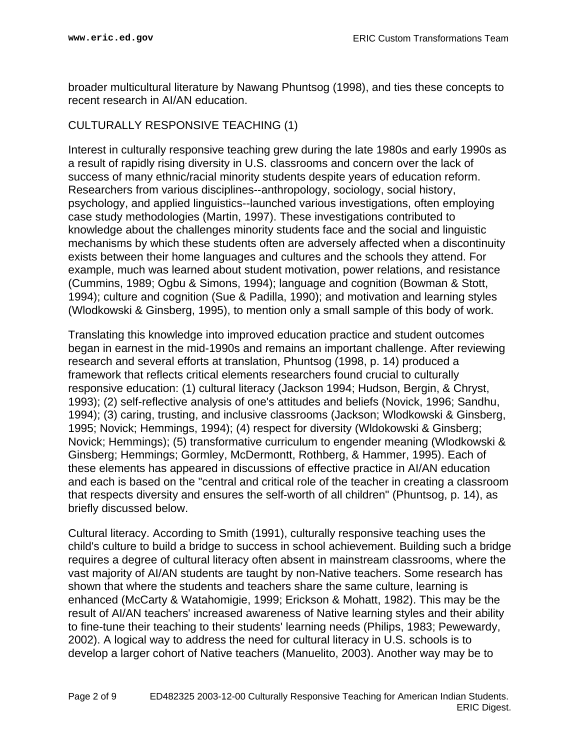broader multicultural literature by Nawang Phuntsog (1998), and ties these concepts to recent research in AI/AN education.

## CULTURALLY RESPONSIVE TEACHING (1)

Interest in culturally responsive teaching grew during the late 1980s and early 1990s as a result of rapidly rising diversity in U.S. classrooms and concern over the lack of success of many ethnic/racial minority students despite years of education reform. Researchers from various disciplines--anthropology, sociology, social history, psychology, and applied linguistics--launched various investigations, often employing case study methodologies (Martin, 1997). These investigations contributed to knowledge about the challenges minority students face and the social and linguistic mechanisms by which these students often are adversely affected when a discontinuity exists between their home languages and cultures and the schools they attend. For example, much was learned about student motivation, power relations, and resistance (Cummins, 1989; Ogbu & Simons, 1994); language and cognition (Bowman & Stott, 1994); culture and cognition (Sue & Padilla, 1990); and motivation and learning styles (Wlodkowski & Ginsberg, 1995), to mention only a small sample of this body of work.

Translating this knowledge into improved education practice and student outcomes began in earnest in the mid-1990s and remains an important challenge. After reviewing research and several efforts at translation, Phuntsog (1998, p. 14) produced a framework that reflects critical elements researchers found crucial to culturally responsive education: (1) cultural literacy (Jackson 1994; Hudson, Bergin, & Chryst, 1993); (2) self-reflective analysis of one's attitudes and beliefs (Novick, 1996; Sandhu, 1994); (3) caring, trusting, and inclusive classrooms (Jackson; Wlodkowski & Ginsberg, 1995; Novick; Hemmings, 1994); (4) respect for diversity (Wldokowski & Ginsberg; Novick; Hemmings); (5) transformative curriculum to engender meaning (Wlodkowski & Ginsberg; Hemmings; Gormley, McDermontt, Rothberg, & Hammer, 1995). Each of these elements has appeared in discussions of effective practice in AI/AN education and each is based on the "central and critical role of the teacher in creating a classroom that respects diversity and ensures the self-worth of all children" (Phuntsog, p. 14), as briefly discussed below.

Cultural literacy. According to Smith (1991), culturally responsive teaching uses the child's culture to build a bridge to success in school achievement. Building such a bridge requires a degree of cultural literacy often absent in mainstream classrooms, where the vast majority of AI/AN students are taught by non-Native teachers. Some research has shown that where the students and teachers share the same culture, learning is enhanced (McCarty & Watahomigie, 1999; Erickson & Mohatt, 1982). This may be the result of AI/AN teachers' increased awareness of Native learning styles and their ability to fine-tune their teaching to their students' learning needs (Philips, 1983; Pewewardy, 2002). A logical way to address the need for cultural literacy in U.S. schools is to develop a larger cohort of Native teachers (Manuelito, 2003). Another way may be to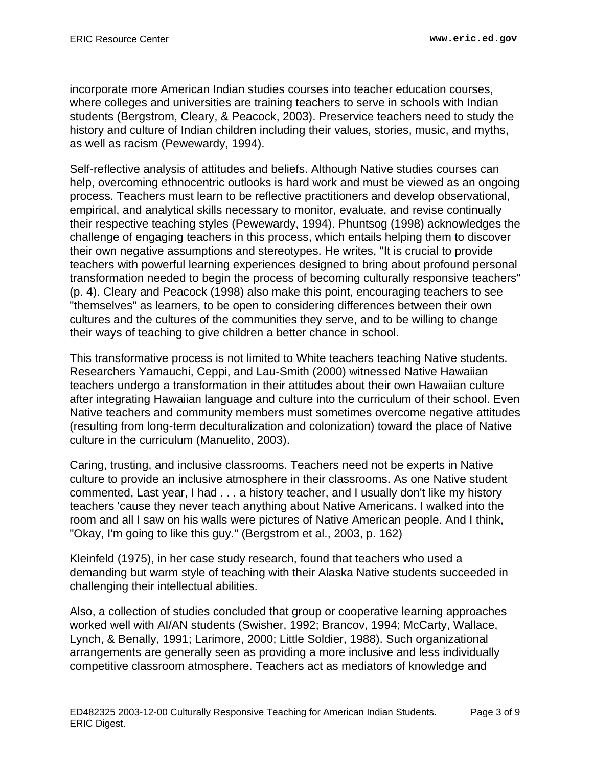incorporate more American Indian studies courses into teacher education courses, where colleges and universities are training teachers to serve in schools with Indian students (Bergstrom, Cleary, & Peacock, 2003). Preservice teachers need to study the history and culture of Indian children including their values, stories, music, and myths, as well as racism (Pewewardy, 1994).

Self-reflective analysis of attitudes and beliefs. Although Native studies courses can help, overcoming ethnocentric outlooks is hard work and must be viewed as an ongoing process. Teachers must learn to be reflective practitioners and develop observational, empirical, and analytical skills necessary to monitor, evaluate, and revise continually their respective teaching styles (Pewewardy, 1994). Phuntsog (1998) acknowledges the challenge of engaging teachers in this process, which entails helping them to discover their own negative assumptions and stereotypes. He writes, "It is crucial to provide teachers with powerful learning experiences designed to bring about profound personal transformation needed to begin the process of becoming culturally responsive teachers" (p. 4). Cleary and Peacock (1998) also make this point, encouraging teachers to see "themselves" as learners, to be open to considering differences between their own cultures and the cultures of the communities they serve, and to be willing to change their ways of teaching to give children a better chance in school.

This transformative process is not limited to White teachers teaching Native students. Researchers Yamauchi, Ceppi, and Lau-Smith (2000) witnessed Native Hawaiian teachers undergo a transformation in their attitudes about their own Hawaiian culture after integrating Hawaiian language and culture into the curriculum of their school. Even Native teachers and community members must sometimes overcome negative attitudes (resulting from long-term deculturalization and colonization) toward the place of Native culture in the curriculum (Manuelito, 2003).

Caring, trusting, and inclusive classrooms. Teachers need not be experts in Native culture to provide an inclusive atmosphere in their classrooms. As one Native student commented, Last year, I had . . . a history teacher, and I usually don't like my history teachers 'cause they never teach anything about Native Americans. I walked into the room and all I saw on his walls were pictures of Native American people. And I think, "Okay, I'm going to like this guy." (Bergstrom et al., 2003, p. 162)

Kleinfeld (1975), in her case study research, found that teachers who used a demanding but warm style of teaching with their Alaska Native students succeeded in challenging their intellectual abilities.

Also, a collection of studies concluded that group or cooperative learning approaches worked well with AI/AN students (Swisher, 1992; Brancov, 1994; McCarty, Wallace, Lynch, & Benally, 1991; Larimore, 2000; Little Soldier, 1988). Such organizational arrangements are generally seen as providing a more inclusive and less individually competitive classroom atmosphere. Teachers act as mediators of knowledge and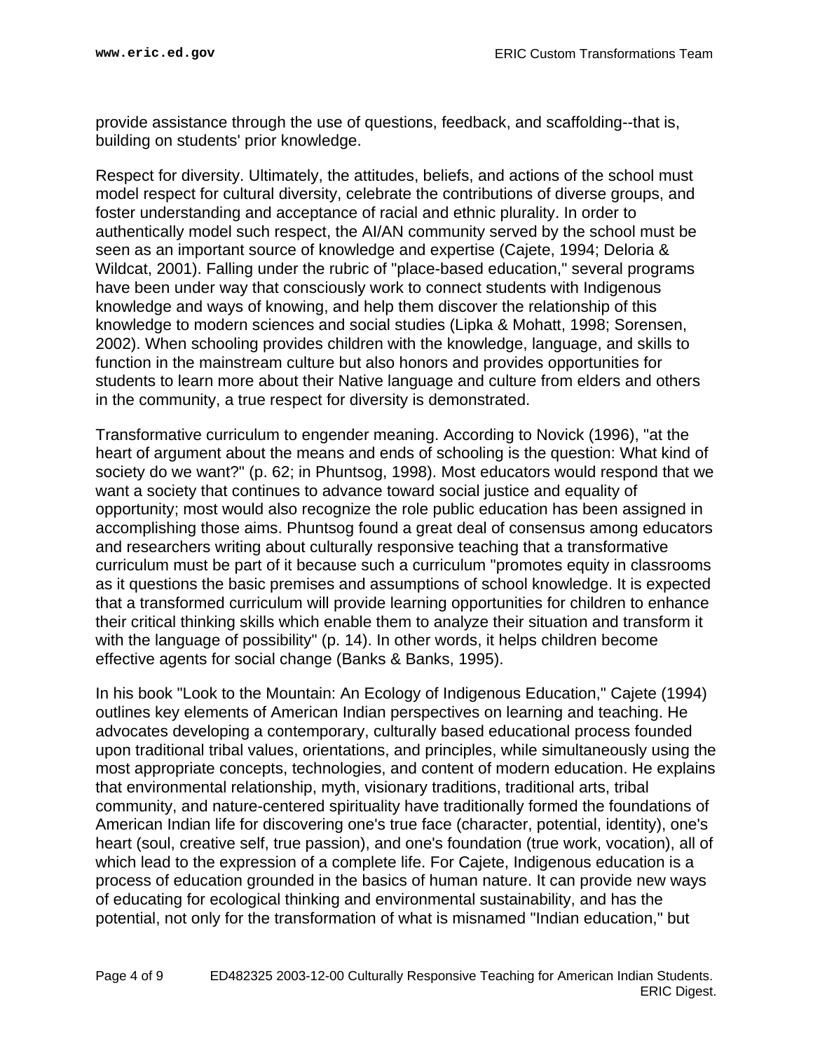provide assistance through the use of questions, feedback, and scaffolding--that is, building on students' prior knowledge.

Respect for diversity. Ultimately, the attitudes, beliefs, and actions of the school must model respect for cultural diversity, celebrate the contributions of diverse groups, and foster understanding and acceptance of racial and ethnic plurality. In order to authentically model such respect, the AI/AN community served by the school must be seen as an important source of knowledge and expertise (Cajete, 1994; Deloria & Wildcat, 2001). Falling under the rubric of "place-based education," several programs have been under way that consciously work to connect students with Indigenous knowledge and ways of knowing, and help them discover the relationship of this knowledge to modern sciences and social studies (Lipka & Mohatt, 1998; Sorensen, 2002). When schooling provides children with the knowledge, language, and skills to function in the mainstream culture but also honors and provides opportunities for students to learn more about their Native language and culture from elders and others in the community, a true respect for diversity is demonstrated.

Transformative curriculum to engender meaning. According to Novick (1996), "at the heart of argument about the means and ends of schooling is the question: What kind of society do we want?" (p. 62; in Phuntsog, 1998). Most educators would respond that we want a society that continues to advance toward social justice and equality of opportunity; most would also recognize the role public education has been assigned in accomplishing those aims. Phuntsog found a great deal of consensus among educators and researchers writing about culturally responsive teaching that a transformative curriculum must be part of it because such a curriculum "promotes equity in classrooms as it questions the basic premises and assumptions of school knowledge. It is expected that a transformed curriculum will provide learning opportunities for children to enhance their critical thinking skills which enable them to analyze their situation and transform it with the language of possibility" (p. 14). In other words, it helps children become effective agents for social change (Banks & Banks, 1995).

In his book "Look to the Mountain: An Ecology of Indigenous Education," Cajete (1994) outlines key elements of American Indian perspectives on learning and teaching. He advocates developing a contemporary, culturally based educational process founded upon traditional tribal values, orientations, and principles, while simultaneously using the most appropriate concepts, technologies, and content of modern education. He explains that environmental relationship, myth, visionary traditions, traditional arts, tribal community, and nature-centered spirituality have traditionally formed the foundations of American Indian life for discovering one's true face (character, potential, identity), one's heart (soul, creative self, true passion), and one's foundation (true work, vocation), all of which lead to the expression of a complete life. For Cajete, Indigenous education is a process of education grounded in the basics of human nature. It can provide new ways of educating for ecological thinking and environmental sustainability, and has the potential, not only for the transformation of what is misnamed "Indian education," but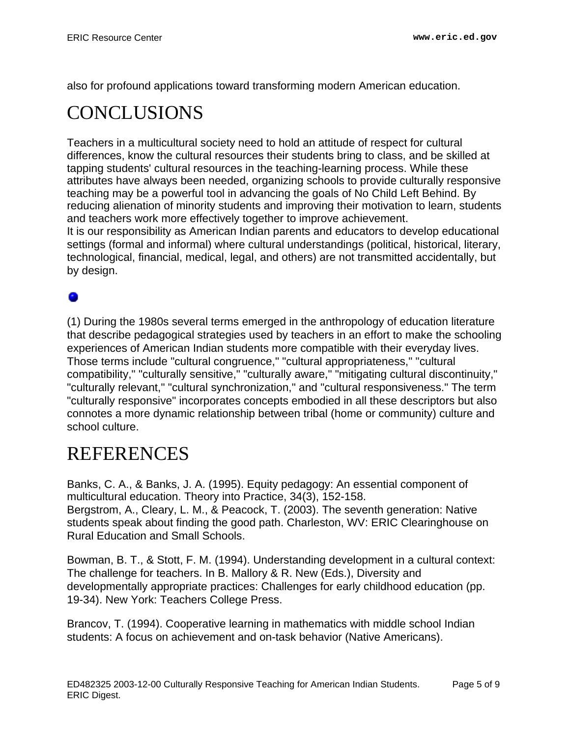also for profound applications toward transforming modern American education.

# CONCLUSIONS

Teachers in a multicultural society need to hold an attitude of respect for cultural differences, know the cultural resources their students bring to class, and be skilled at tapping students' cultural resources in the teaching-learning process. While these attributes have always been needed, organizing schools to provide culturally responsive teaching may be a powerful tool in advancing the goals of No Child Left Behind. By reducing alienation of minority students and improving their motivation to learn, students and teachers work more effectively together to improve achievement.
It is our responsibility as American Indian parents and educators to develop educational settings (formal and informal) where cultural understandings (political, historical, literary, technological, financial, medical, legal, and others) are not transmitted accidentally, but by design.

(1) During the 1980s several terms emerged in the anthropology of education literature that describe pedagogical strategies used by teachers in an effort to make the schooling experiences of American Indian students more compatible with their everyday lives. Those terms include "cultural congruence," "cultural appropriateness," "cultural compatibility," "culturally sensitive," "culturally aware," "mitigating cultural discontinuity," "culturally relevant," "cultural synchronization," and "cultural responsiveness." The term "culturally responsive" incorporates concepts embodied in all these descriptors but also connotes a more dynamic relationship between tribal (home or community) culture and school culture.

# REFERENCES

Banks, C. A., & Banks, J. A. (1995). Equity pedagogy: An essential component of multicultural education. Theory into Practice, 34(3), 152-158.
Bergstrom, A., Cleary, L. M., & Peacock, T. (2003). The seventh generation: Native students speak about finding the good path. Charleston, WV: ERIC Clearinghouse on Rural Education and Small Schools.

Bowman, B. T., & Stott, F. M. (1994). Understanding development in a cultural context: The challenge for teachers. In B. Mallory & R. New (Eds.), Diversity and developmentally appropriate practices: Challenges for early childhood education (pp. 19-34). New York: Teachers College Press.

Brancov, T. (1994). Cooperative learning in mathematics with middle school Indian students: A focus on achievement and on-task behavior (Native Americans).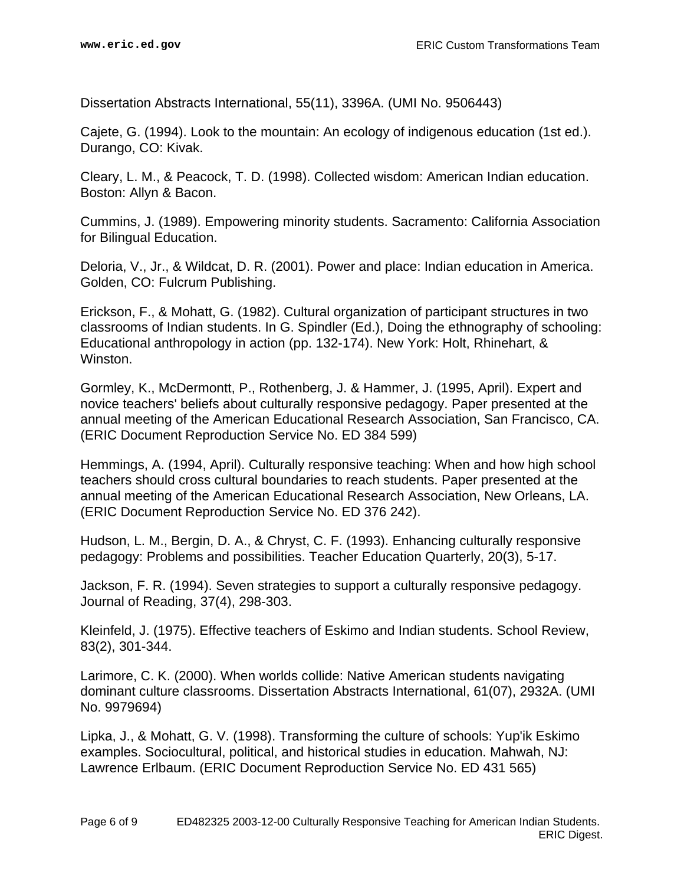Dissertation Abstracts International, 55(11), 3396A. (UMI No. 9506443)

Cajete, G. (1994). Look to the mountain: An ecology of indigenous education (1st ed.). Durango, CO: Kivak.

Cleary, L. M., & Peacock, T. D. (1998). Collected wisdom: American Indian education. Boston: Allyn & Bacon.

Cummins, J. (1989). Empowering minority students. Sacramento: California Association for Bilingual Education.

Deloria, V., Jr., & Wildcat, D. R. (2001). Power and place: Indian education in America. Golden, CO: Fulcrum Publishing.

Erickson, F., & Mohatt, G. (1982). Cultural organization of participant structures in two classrooms of Indian students. In G. Spindler (Ed.), Doing the ethnography of schooling: Educational anthropology in action (pp. 132-174). New York: Holt, Rhinehart, & Winston.

Gormley, K., McDermontt, P., Rothenberg, J. & Hammer, J. (1995, April). Expert and novice teachers' beliefs about culturally responsive pedagogy. Paper presented at the annual meeting of the American Educational Research Association, San Francisco, CA. (ERIC Document Reproduction Service No. ED 384 599)

Hemmings, A. (1994, April). Culturally responsive teaching: When and how high school teachers should cross cultural boundaries to reach students. Paper presented at the annual meeting of the American Educational Research Association, New Orleans, LA. (ERIC Document Reproduction Service No. ED 376 242).

Hudson, L. M., Bergin, D. A., & Chryst, C. F. (1993). Enhancing culturally responsive pedagogy: Problems and possibilities. Teacher Education Quarterly, 20(3), 5-17.

Jackson, F. R. (1994). Seven strategies to support a culturally responsive pedagogy. Journal of Reading, 37(4), 298-303.

Kleinfeld, J. (1975). Effective teachers of Eskimo and Indian students. School Review, 83(2), 301-344.

Larimore, C. K. (2000). When worlds collide: Native American students navigating dominant culture classrooms. Dissertation Abstracts International, 61(07), 2932A. (UMI No. 9979694)

Lipka, J., & Mohatt, G. V. (1998). Transforming the culture of schools: Yup'ik Eskimo examples. Sociocultural, political, and historical studies in education. Mahwah, NJ: Lawrence Erlbaum. (ERIC Document Reproduction Service No. ED 431 565)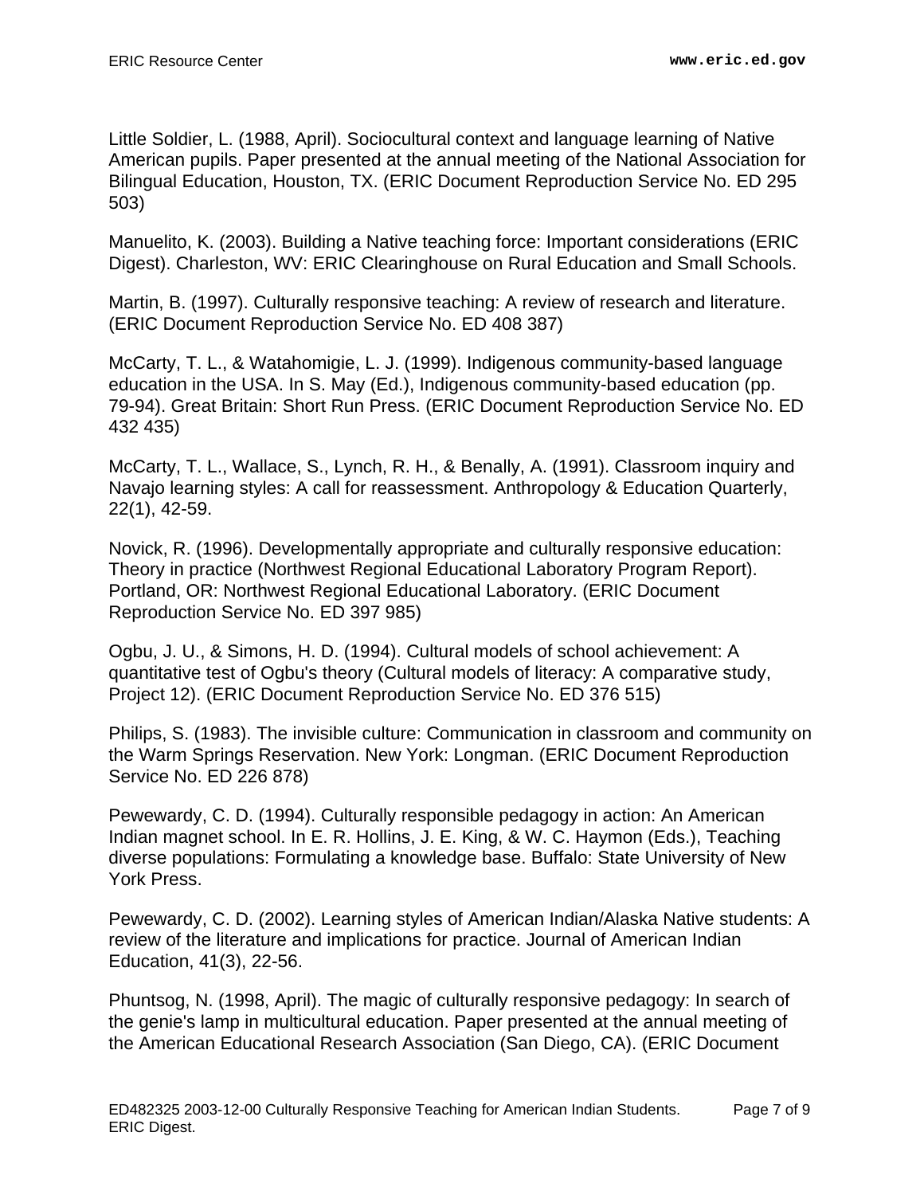Little Soldier, L. (1988, April). Sociocultural context and language learning of Native American pupils. Paper presented at the annual meeting of the National Association for Bilingual Education, Houston, TX. (ERIC Document Reproduction Service No. ED 295 503)

Manuelito, K. (2003). Building a Native teaching force: Important considerations (ERIC Digest). Charleston, WV: ERIC Clearinghouse on Rural Education and Small Schools.

Martin, B. (1997). Culturally responsive teaching: A review of research and literature. (ERIC Document Reproduction Service No. ED 408 387)

McCarty, T. L., & Watahomigie, L. J. (1999). Indigenous community-based language education in the USA. In S. May (Ed.), Indigenous community-based education (pp. 79-94). Great Britain: Short Run Press. (ERIC Document Reproduction Service No. ED 432 435)

McCarty, T. L., Wallace, S., Lynch, R. H., & Benally, A. (1991). Classroom inquiry and Navajo learning styles: A call for reassessment. Anthropology & Education Quarterly, 22(1), 42-59.

Novick, R. (1996). Developmentally appropriate and culturally responsive education: Theory in practice (Northwest Regional Educational Laboratory Program Report). Portland, OR: Northwest Regional Educational Laboratory. (ERIC Document Reproduction Service No. ED 397 985)

Ogbu, J. U., & Simons, H. D. (1994). Cultural models of school achievement: A quantitative test of Ogbu's theory (Cultural models of literacy: A comparative study, Project 12). (ERIC Document Reproduction Service No. ED 376 515)

Philips, S. (1983). The invisible culture: Communication in classroom and community on the Warm Springs Reservation. New York: Longman. (ERIC Document Reproduction Service No. ED 226 878)

Pewewardy, C. D. (1994). Culturally responsible pedagogy in action: An American Indian magnet school. In E. R. Hollins, J. E. King, & W. C. Haymon (Eds.), Teaching diverse populations: Formulating a knowledge base. Buffalo: State University of New York Press.

Pewewardy, C. D. (2002). Learning styles of American Indian/Alaska Native students: A review of the literature and implications for practice. Journal of American Indian Education, 41(3), 22-56.

Phuntsog, N. (1998, April). The magic of culturally responsive pedagogy: In search of the genie's lamp in multicultural education. Paper presented at the annual meeting of the American Educational Research Association (San Diego, CA). (ERIC Document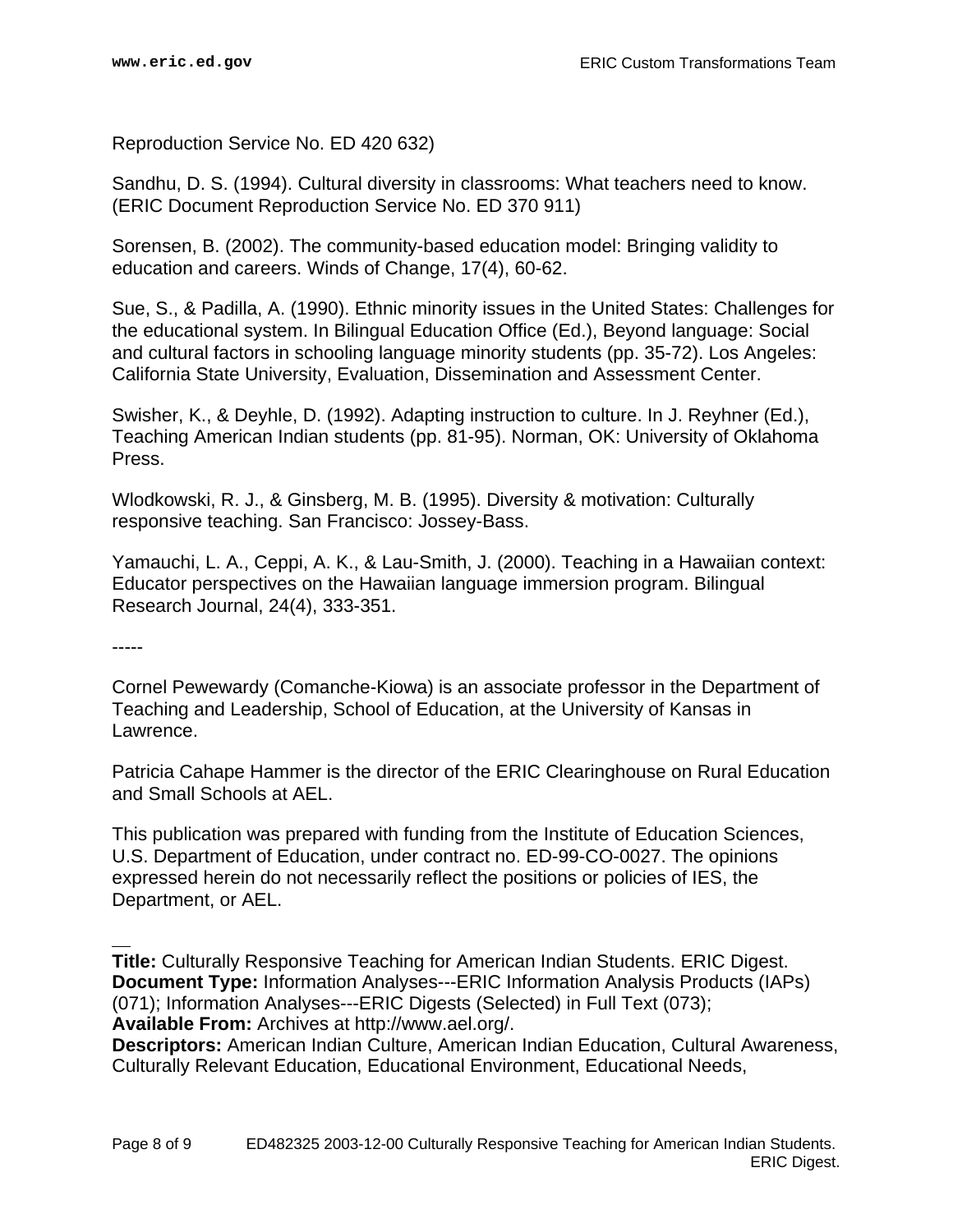Reproduction Service No. ED 420 632)

Sandhu, D. S. (1994). Cultural diversity in classrooms: What teachers need to know. (ERIC Document Reproduction Service No. ED 370 911)

Sorensen, B. (2002). The community-based education model: Bringing validity to education and careers. Winds of Change, 17(4), 60-62.

Sue, S., & Padilla, A. (1990). Ethnic minority issues in the United States: Challenges for the educational system. In Bilingual Education Office (Ed.), Beyond language: Social and cultural factors in schooling language minority students (pp. 35-72). Los Angeles: California State University, Evaluation, Dissemination and Assessment Center.

Swisher, K., & Deyhle, D. (1992). Adapting instruction to culture. In J. Reyhner (Ed.), Teaching American Indian students (pp. 81-95). Norman, OK: University of Oklahoma Press.

Wlodkowski, R. J., & Ginsberg, M. B. (1995). Diversity & motivation: Culturally responsive teaching. San Francisco: Jossey-Bass.

Yamauchi, L. A., Ceppi, A. K., & Lau-Smith, J. (2000). Teaching in a Hawaiian context: Educator perspectives on the Hawaiian language immersion program. Bilingual Research Journal, 24(4), 333-351.

-----

Cornel Pewewardy (Comanche-Kiowa) is an associate professor in the Department of Teaching and Leadership, School of Education, at the University of Kansas in Lawrence.

Patricia Cahape Hammer is the director of the ERIC Clearinghouse on Rural Education and Small Schools at AEL.

This publication was prepared with funding from the Institute of Education Sciences, U.S. Department of Education, under contract no. ED-99-CO-0027. The opinions expressed herein do not necessarily reflect the positions or policies of IES, the Department, or AEL.

---

**Title:** Culturally Responsive Teaching for American Indian Students. ERIC Digest.
**Document Type:** Information Analyses---ERIC Information Analysis Products (IAPs) (071); Information Analyses---ERIC Digests (Selected) in Full Text (073);
**Available From:** Archives at http://www.ael.org/.
**Descriptors:** American Indian Culture, American Indian Education, Cultural Awareness, Culturally Relevant Education, Educational Environment, Educational Needs,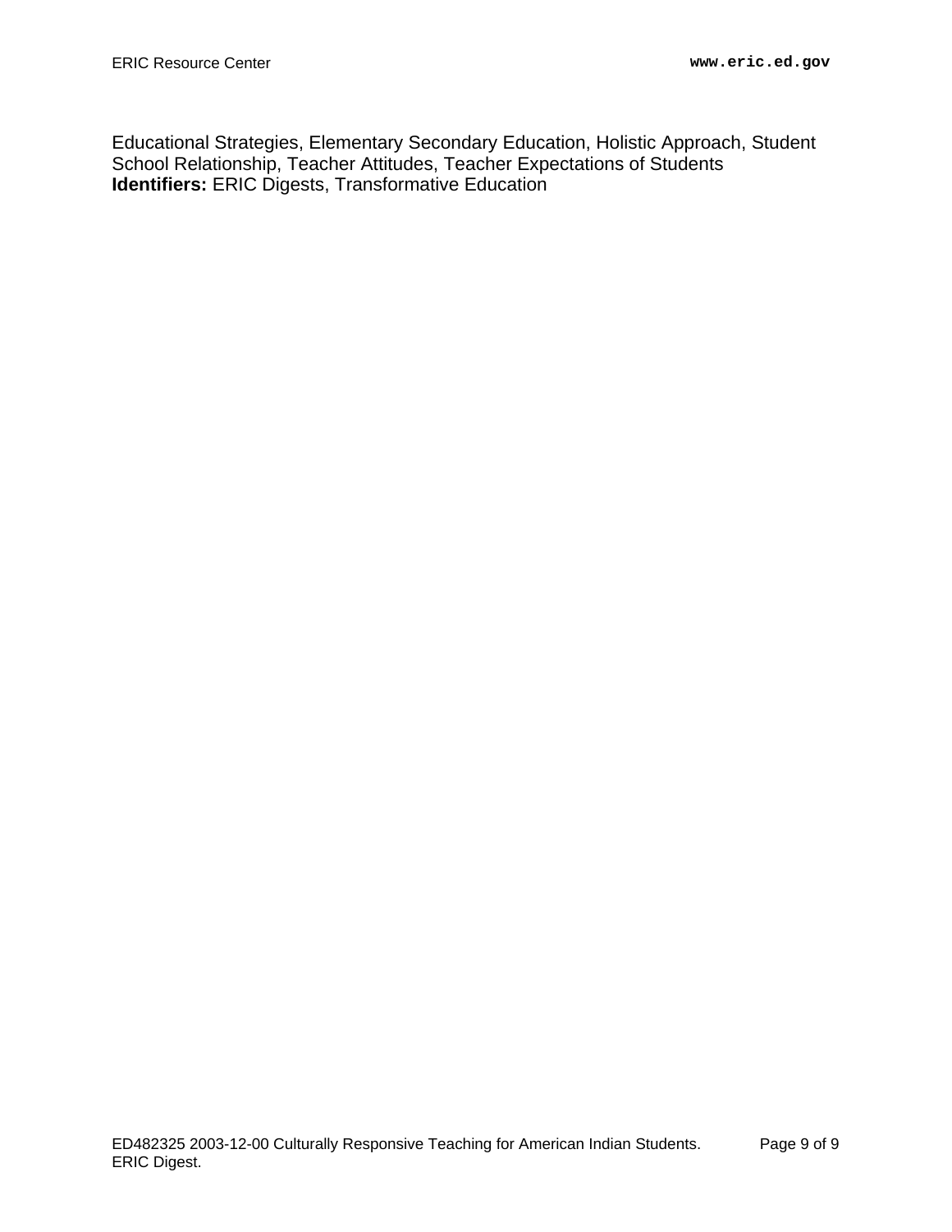Educational Strategies, Elementary Secondary Education, Holistic Approach, Student School Relationship, Teacher Attitudes, Teacher Expectations of Students
**Identifiers:** ERIC Digests, Transformative Education